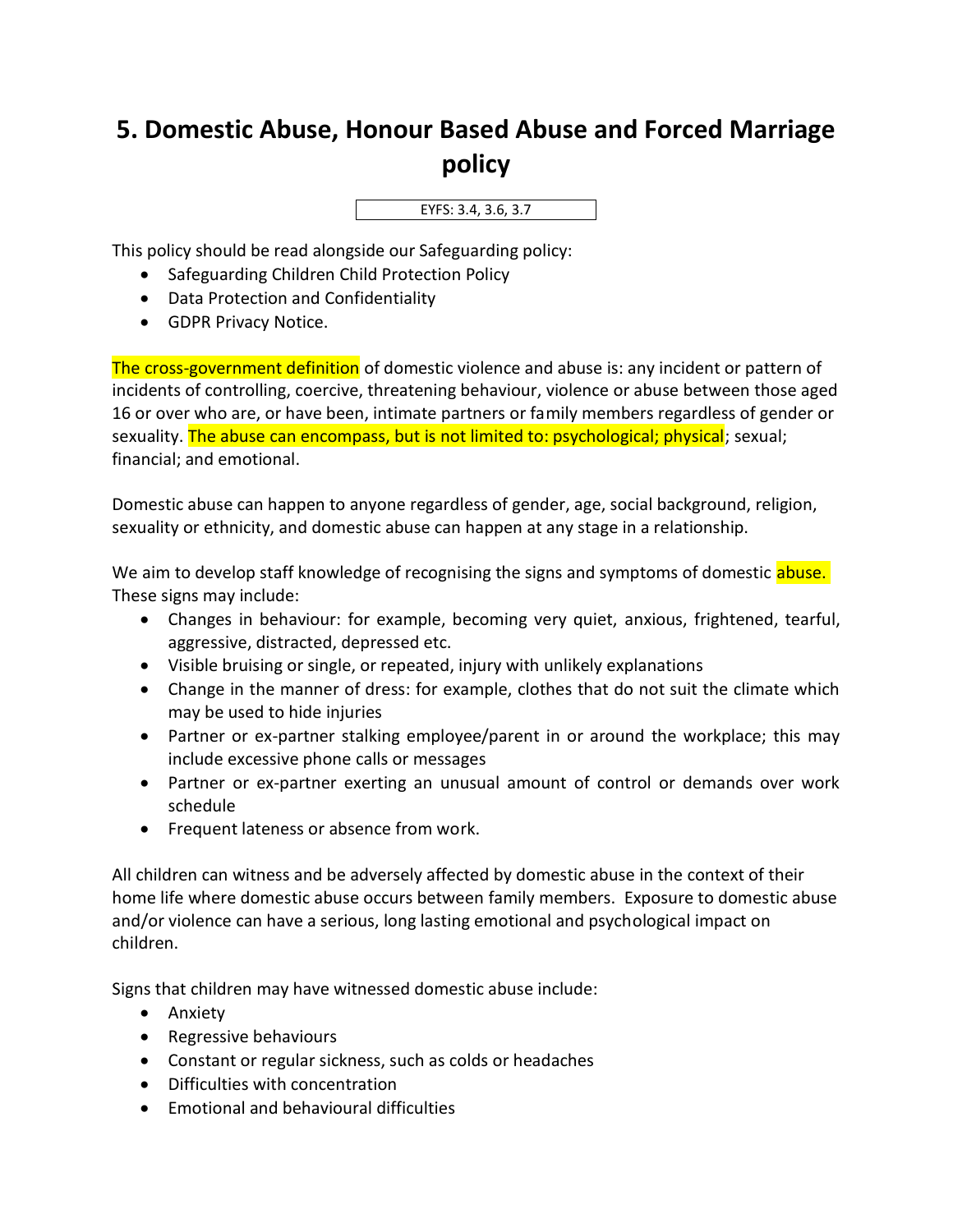# 5. Domestic Abuse, Honour Based Abuse and Forced Marriage policy

EYFS: 3.4, 3.6, 3.7

This policy should be read alongside our Safeguarding policy:

- Safeguarding Children Child Protection Policy
- Data Protection and Confidentiality
- GDPR Privacy Notice.

The cross-government definition of domestic violence and abuse is: any incident or pattern of incidents of controlling, coercive, threatening behaviour, violence or abuse between those aged 16 or over who are, or have been, intimate partners or family members regardless of gender or sexuality. The abuse can encompass, but is not limited to: psychological; physical; sexual; financial; and emotional.

Domestic abuse can happen to anyone regardless of gender, age, social background, religion, sexuality or ethnicity, and domestic abuse can happen at any stage in a relationship.

We aim to develop staff knowledge of recognising the signs and symptoms of domestic abuse. These signs may include:

- Changes in behaviour: for example, becoming very quiet, anxious, frightened, tearful, aggressive, distracted, depressed etc.
- Visible bruising or single, or repeated, injury with unlikely explanations
- Change in the manner of dress: for example, clothes that do not suit the climate which may be used to hide injuries
- Partner or ex-partner stalking employee/parent in or around the workplace; this may include excessive phone calls or messages
- Partner or ex-partner exerting an unusual amount of control or demands over work schedule
- Frequent lateness or absence from work.

All children can witness and be adversely affected by domestic abuse in the context of their home life where domestic abuse occurs between family members. Exposure to domestic abuse and/or violence can have a serious, long lasting emotional and psychological impact on children.

Signs that children may have witnessed domestic abuse include:

- Anxiety
- Regressive behaviours
- Constant or regular sickness, such as colds or headaches
- Difficulties with concentration
- Emotional and behavioural difficulties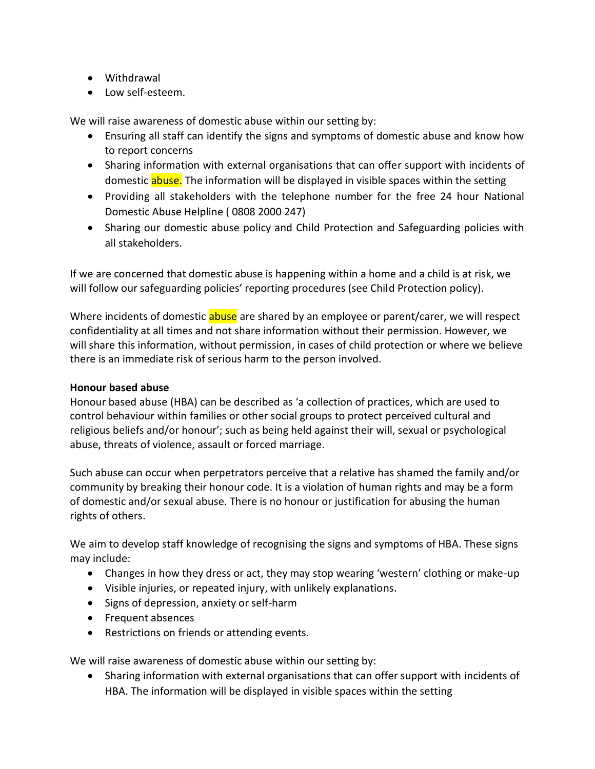- Withdrawal
- Low self-esteem.

We will raise awareness of domestic abuse within our setting by:

- Ensuring all staff can identify the signs and symptoms of domestic abuse and know how to report concerns
- Sharing information with external organisations that can offer support with incidents of domestic abuse. The information will be displayed in visible spaces within the setting
- Providing all stakeholders with the telephone number for the free 24 hour National Domestic Abuse Helpline ( 0808 2000 247)
- Sharing our domestic abuse policy and Child Protection and Safeguarding policies with all stakeholders.

If we are concerned that domestic abuse is happening within a home and a child is at risk, we will follow our safeguarding policies' reporting procedures (see Child Protection policy).

Where incidents of domestic abuse are shared by an employee or parent/carer, we will respect confidentiality at all times and not share information without their permission. However, we will share this information, without permission, in cases of child protection or where we believe there is an immediate risk of serious harm to the person involved.

**Honour based abuse**

Honour based abuse (HBA) can be described as 'a collection of practices, which are used to control behaviour within families or other social groups to protect perceived cultural and religious beliefs and/or honour'; such as being held against their will, sexual or psychological abuse, threats of violence, assault or forced marriage.

Such abuse can occur when perpetrators perceive that a relative has shamed the family and/or community by breaking their honour code. It is a violation of human rights and may be a form of domestic and/or sexual abuse. There is no honour or justification for abusing the human rights of others.

We aim to develop staff knowledge of recognising the signs and symptoms of HBA. These signs may include:

- Changes in how they dress or act, they may stop wearing 'western' clothing or make-up
- Visible injuries, or repeated injury, with unlikely explanations.
- Signs of depression, anxiety or self-harm
- Frequent absences
- Restrictions on friends or attending events.

We will raise awareness of domestic abuse within our setting by:

- Sharing information with external organisations that can offer support with incidents of HBA. The information will be displayed in visible spaces within the setting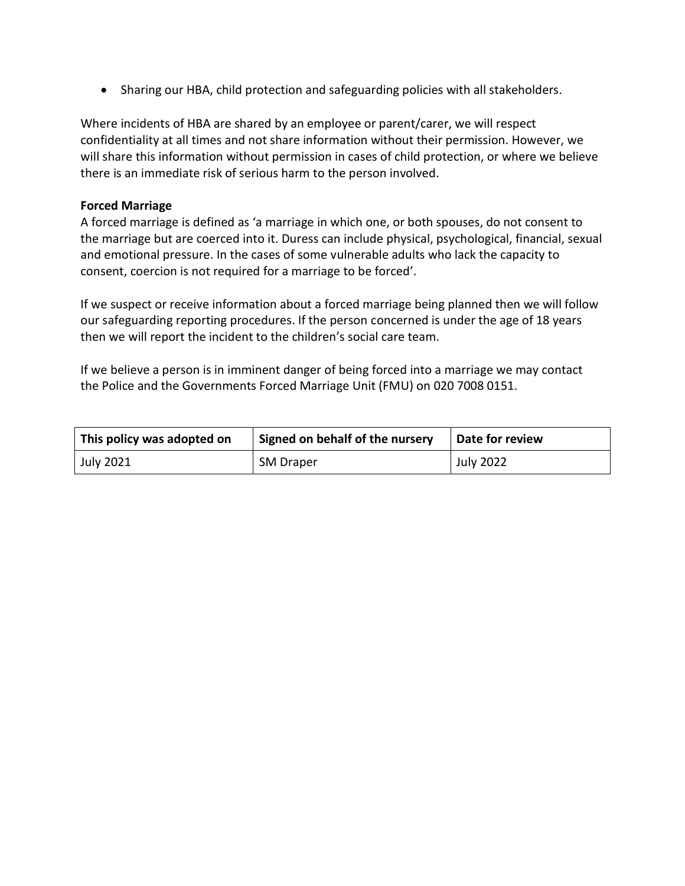- Sharing our HBA, child protection and safeguarding policies with all stakeholders.

Where incidents of HBA are shared by an employee or parent/carer, we will respect confidentiality at all times and not share information without their permission. However, we will share this information without permission in cases of child protection, or where we believe there is an immediate risk of serious harm to the person involved.

**Forced Marriage**

A forced marriage is defined as 'a marriage in which one, or both spouses, do not consent to the marriage but are coerced into it. Duress can include physical, psychological, financial, sexual and emotional pressure. In the cases of some vulnerable adults who lack the capacity to consent, coercion is not required for a marriage to be forced'.

If we suspect or receive information about a forced marriage being planned then we will follow our safeguarding reporting procedures. If the person concerned is under the age of 18 years then we will report the incident to the children's social care team.

If we believe a person is in imminent danger of being forced into a marriage we may contact the Police and the Governments Forced Marriage Unit (FMU) on 020 7008 0151.

| This policy was adopted on | Signed on behalf of the nursery | Date for review |
|---|---|---|
| July 2021 | SM Draper | July 2022 |